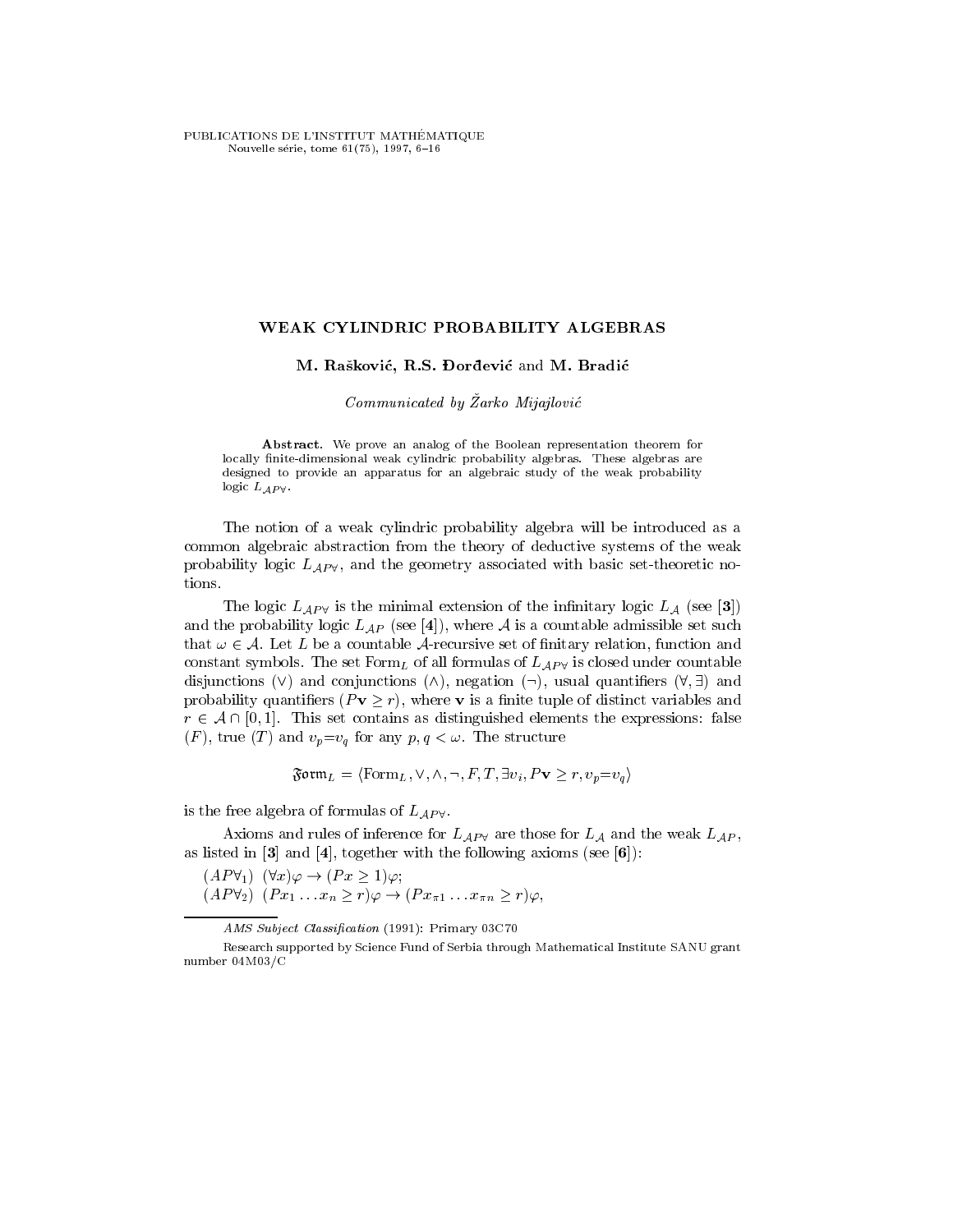# WEAK CYLINDRIC PROBABILITY ALGEBRAS

**M. Rašković, R.S. Đorđević and M. Bradić**

*Communicated by Žarko Mijajlović*

**Abstract.** We prove an analog of the Boolean representation theorem for locally finite-dimensional weak cylindric probability algebras. These algebras are designed to provide an apparatus for an algebraic study of the weak probability logic $L_{\mathcal{A}P\forall}$.

The notion of a weak cylindric probability algebra will be introduced as a common algebraic abstraction from the theory of deductive systems of the weak probability logic $L_{\mathcal{A}P\forall}$, and the geometry associated with basic set-theoretic notions.

The logic $L_{\mathcal{A}P\forall}$ is the minimal extension of the infinitary logic $L_{\mathcal{A}}$ (see [**3**]) and the probability logic $L_{\mathcal{A}P}$ (see [**4**]), where $\mathcal{A}$ is a countable admissible set such that $\omega \in \mathcal{A}$. Let $L$ be a countable $\mathcal{A}$-recursive set of finitary relation, function and constant symbols. The set $\mathrm{Form}_L$ of all formulas of $L_{\mathcal{A}P\forall}$ is closed under countable disjunctions ($\vee$) and conjunctions ($\wedge$), negation ($\neg$), usual quantifiers ($\forall, \exists$) and probability quantifiers ($P\mathbf{v} \geq r$), where $\mathbf{v}$ is a finite tuple of distinct variables and $r \in \mathcal{A} \cap [0,1]$. This set contains as distinguished elements the expressions: false ($F$), true ($T$) and $v_p{=}v_q$ for any $p, q < \omega$. The structure

$$\mathfrak{Form}_L = \langle \mathrm{Form}_L, \vee, \wedge, \neg, F, T, \exists v_i, P\mathbf{v} \geq r, v_p{=}v_q \rangle$$

is the free algebra of formulas of $L_{\mathcal{A}P\forall}$.

Axioms and rules of inference for $L_{\mathcal{A}P\forall}$ are those for $L_{\mathcal{A}}$ and the weak $L_{\mathcal{A}P}$, as listed in [**3**] and [**4**], together with the following axioms (see [**6**]):

($AP\forall_1$) $(\forall x)\varphi \to (Px \geq 1)\varphi$;

($AP\forall_2$) $(Px_1 \dots x_n \geq r)\varphi \to (Px_{\pi 1} \dots x_{\pi n} \geq r)\varphi$,

---

*AMS Subject Classification* (1991): Primary 03C70

Research supported by Science Fund of Serbia through Mathematical Institute SANU grant number 04M03/C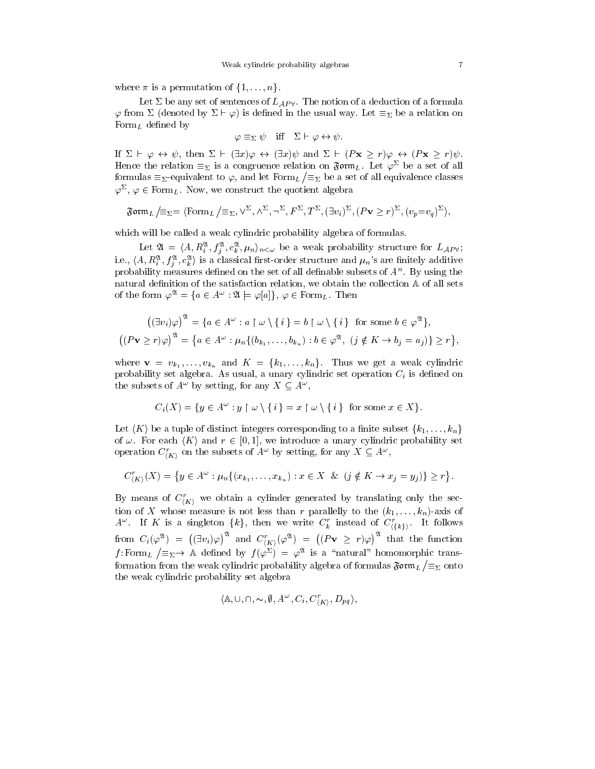where $\pi$ is a permutation of $\{1, \ldots, n\}$.

Let $\Sigma$ be any set of sentences of $L_{\mathcal{A}P\forall}$. The notion of a deduction of a formula $\varphi$ from $\Sigma$ (denoted by $\Sigma \vdash \varphi$) is defined in the usual way. Let $\equiv_\Sigma$ be a relation on $\mathrm{Form}_L$ defined by

$$\varphi \equiv_\Sigma \psi \quad \text{iff} \quad \Sigma \vdash \varphi \leftrightarrow \psi.$$

If $\Sigma \vdash \varphi \leftrightarrow \psi$, then $\Sigma \vdash (\exists x)\varphi \leftrightarrow (\exists x)\psi$ and $\Sigma \vdash (P\mathbf{x} \geq r)\varphi \leftrightarrow (P\mathbf{x} \geq r)\psi$. Hence the relation $\equiv_\Sigma$ is a congruence relation on $\mathfrak{Form}_L$. Let $\varphi^\Sigma$ be a set of all formulas $\equiv_\Sigma$-equivalent to $\varphi$, and let $\mathrm{Form}_L/\!\equiv_\Sigma$ be a set of all equivalence classes $\varphi^\Sigma$, $\varphi \in \mathrm{Form}_L$. Now, we construct the quotient algebra

$$\mathfrak{Form}_L/\!\equiv_\Sigma = \langle \mathrm{Form}_L/\!\equiv_\Sigma, \vee^\Sigma, \wedge^\Sigma, \neg^\Sigma, F^\Sigma, T^\Sigma, (\exists v_i)^\Sigma, (P\mathbf{v} \geq r)^\Sigma, (v_p{=}v_q)^\Sigma \rangle,$$

which will be called a weak cylindric probability algebra of formulas.

Let $\mathfrak{A} = \langle A, R_i^{\mathfrak{A}}, f_j^{\mathfrak{A}}, c_k^{\mathfrak{A}}, \mu_n \rangle_{n<\omega}$ be a weak probability structure for $L_{\mathcal{A}P\forall}$; i.e., $\langle A, R_i^{\mathfrak{A}}, f_j^{\mathfrak{A}}, c_k^{\mathfrak{A}} \rangle$ is a classical first-order structure and $\mu_n$'s are finitely additive probability measures defined on the set of all definable subsets of $A^n$. By using the natural definition of the satisfaction relation, we obtain the collection $\mathbb{A}$ of all sets of the form $\varphi^{\mathfrak{A}} = \{a \in A^\omega : \mathfrak{A} \models \varphi[a]\}$, $\varphi \in \mathrm{Form}_L$. Then

$$\big((\exists v_i)\varphi\big)^{\mathfrak{A}} = \{a \in A^\omega : a \restriction \omega \setminus \{\, i \,\} = b \restriction \omega \setminus \{\, i \,\} \text{ for some } b \in \varphi^{\mathfrak{A}}\},$$

$$\big((P\mathbf{v} \geq r)\varphi\big)^{\mathfrak{A}} = \big\{a \in A^\omega : \mu_n\{(b_{k_1}, \ldots, b_{k_n}) : b \in \varphi^{\mathfrak{A}},\ (j \notin K \to b_j = a_j)\} \geq r\big\},$$

where $\mathbf{v} = v_{k_1}, \ldots, v_{k_n}$ and $K = \{k_1, \ldots, k_n\}$. Thus we get a weak cylindric probability set algebra. As usual, a unary cylindric set operation $C_i$ is defined on the subsets of $A^\omega$ by setting, for any $X \subseteq A^\omega$,

$$C_i(X) = \{y \in A^\omega : y \restriction \omega \setminus \{\, i \,\} = x \restriction \omega \setminus \{\, i \,\} \text{ for some } x \in X\}.$$

Let $\langle K \rangle$ be a tuple of distinct integers corresponding to a finite subset $\{k_1, \ldots, k_n\}$ of $\omega$. For each $\langle K \rangle$ and $r \in [0,1]$, we introduce a unary cylindric probability set operation $C^r_{\langle K \rangle}$ on the subsets of $A^\omega$ by setting, for any $X \subseteq A^\omega$,

$$C^r_{\langle K \rangle}(X) = \big\{y \in A^\omega : \mu_n\{(x_{k_1}, \ldots, x_{k_n}) : x \in X \ \ \& \ \ (j \notin K \to x_j = y_j)\} \geq r\big\}.$$

By means of $C^r_{\langle K \rangle}$ we obtain a cylinder generated by translating only the section of $X$ whose measure is not less than $r$ parallelly to the $(k_1, \ldots, k_n)$-axis of $A^\omega$. If $K$ is a singleton $\{k\}$, then we write $C^r_k$ instead of $C^r_{\langle\{k\}\rangle}$. It follows from $C_i(\varphi^{\mathfrak{A}}) = \big((\exists v_i)\varphi\big)^{\mathfrak{A}}$ and $C^r_{\langle K \rangle}(\varphi^{\mathfrak{A}}) = \big((P\mathbf{v} \geq r)\varphi\big)^{\mathfrak{A}}$ that the function $f\colon \mathrm{Form}_L/\!\equiv_\Sigma \to \mathbb{A}$ defined by $f(\varphi^\Sigma) = \varphi^{\mathfrak{A}}$ is a "natural" homomorphic transformation from the weak cylindric probability algebra of formulas $\mathfrak{Form}_L/\!\equiv_\Sigma$ onto the weak cylindric probability set algebra

$$\langle \mathbb{A}, \cup, \cap, \sim, \emptyset, A^\omega, C_i, C^r_{\langle K \rangle}, D_{pq} \rangle,$$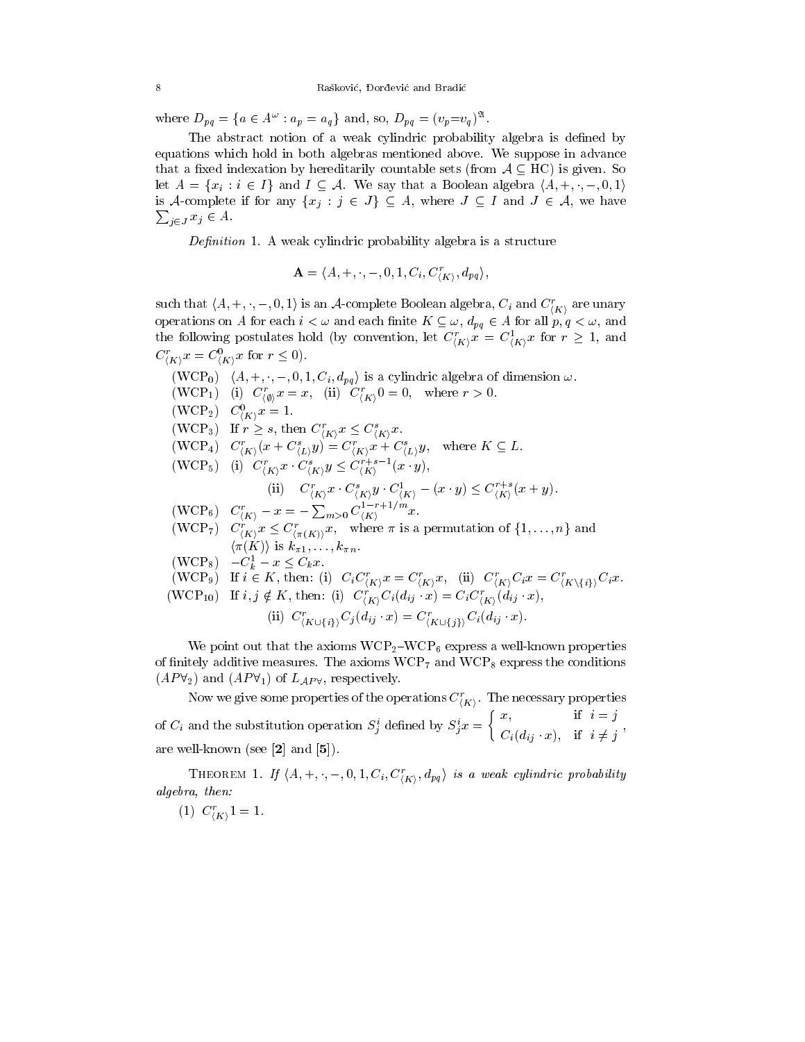where $D_{pq} = \{a \in A^\omega : a_p = a_q\}$ and, so, $D_{pq} = (v_p{=}v_q)^{\mathfrak{A}}$.

The abstract notion of a weak cylindric probability algebra is defined by equations which hold in both algebras mentioned above. We suppose in advance that a fixed indexation by hereditarily countable sets (from $\mathcal{A} \subseteq \mathrm{HC}$) is given. So let $A = \{x_i : i \in I\}$ and $I \subseteq \mathcal{A}$. We say that a Boolean algebra $\langle A, +, \cdot, -, 0, 1\rangle$ is $\mathcal{A}$-complete if for any $\{x_j : j \in J\} \subseteq A$, where $J \subseteq I$ and $J \in \mathcal{A}$, we have $\sum_{j\in J} x_j \in A$.

*Definition* 1. A weak cylindric probability algebra is a structure

$$\mathbf{A} = \langle A, +, \cdot, -, 0, 1, C_i, C^r_{\langle K\rangle}, d_{pq}\rangle,$$

such that $\langle A, +, \cdot, -, 0, 1\rangle$ is an $\mathcal{A}$-complete Boolean algebra, $C_i$ and $C^r_{\langle K\rangle}$ are unary operations on $A$ for each $i < \omega$ and each finite $K \subseteq \omega$, $d_{pq} \in A$ for all $p, q < \omega$, and the following postulates hold (by convention, let $C^r_{\langle K\rangle}x = C^1_{\langle K\rangle}x$ for $r \geq 1$, and $C^r_{\langle K\rangle}x = C^0_{\langle K\rangle}x$ for $r \leq 0$).

(WCP$_0$) $\langle A, +, \cdot, -, 0, 1, C_i, d_{pq}\rangle$ is a cylindric algebra of dimension $\omega$.

(WCP$_1$) (i) $C^r_{\langle\emptyset\rangle}x = x$, (ii) $C^r_{\langle K\rangle}0 = 0$, where $r > 0$.

(WCP$_2$) $C^0_{\langle K\rangle}x = 1$.

(WCP$_3$) If $r \geq s$, then $C^r_{\langle K\rangle}x \leq C^s_{\langle K\rangle}x$.

(WCP$_4$) $C^r_{\langle K\rangle}(x + C^s_{\langle L\rangle}y) = C^r_{\langle K\rangle}x + C^s_{\langle L\rangle}y$, where $K \subseteq L$.

(WCP$_5$) (i) $C^r_{\langle K\rangle}x \cdot C^s_{\langle K\rangle}y \leq C^{r+s-1}_{\langle K\rangle}(x \cdot y)$,

(ii) $C^r_{\langle K\rangle}x \cdot C^s_{\langle K\rangle}y \cdot C^1_{\langle K\rangle} - (x \cdot y) \leq C^{r+s}_{\langle K\rangle}(x + y)$.

(WCP$_6$) $C^r_{\langle K\rangle} - x = -\sum_{m>0} C^{1-r+1/m}_{\langle K\rangle}x$.

(WCP$_7$) $C^r_{\langle K\rangle}x \leq C^r_{\langle\pi(K)\rangle}x$, where $\pi$ is a permutation of $\{1, \ldots, n\}$ and $\langle\pi(K)\rangle$ is $k_{\pi 1}, \ldots, k_{\pi n}$.

(WCP$_8$) $-C^1_k - x \leq C_k x$.

(WCP$_9$) If $i \in K$, then: (i) $C_i C^r_{\langle K\rangle}x = C^r_{\langle K\rangle}x$, (ii) $C^r_{\langle K\rangle}C_i x = C^r_{\langle K\setminus\{i\}\rangle}C_i x$.

(WCP$_{10}$) If $i, j \notin K$, then: (i) $C^r_{\langle K\rangle}C_i(d_{ij} \cdot x) = C_i C^r_{\langle K\rangle}(d_{ij} \cdot x)$,

(ii) $C^r_{\langle K\cup\{i\}\rangle}C_j(d_{ij} \cdot x) = C^r_{\langle K\cup\{j\}\rangle}C_i(d_{ij} \cdot x)$.

We point out that the axioms WCP$_2$–WCP$_6$ express a well-known properties of finitely additive measures. The axioms WCP$_7$ and WCP$_8$ express the conditions $(AP\forall_2)$ and $(AP\forall_1)$ of $L_{\mathcal{A}P\forall}$, respectively.

Now we give some properties of the operations $C^r_{\langle K\rangle}$. The necessary properties of $C_i$ and the substitution operation $S^i_j$ defined by $S^i_j x = \begin{cases} x, & \text{if } i = j \\ C_i(d_{ij} \cdot x), & \text{if } i \neq j \end{cases}$, are well-known (see **[2]** and **[5]**).

Theorem 1. *If $\langle A, +, \cdot, -, 0, 1, C_i, C^r_{\langle K\rangle}, d_{pq}\rangle$ is a weak cylindric probability algebra, then:*

(1) $C^r_{\langle K\rangle}1 = 1$.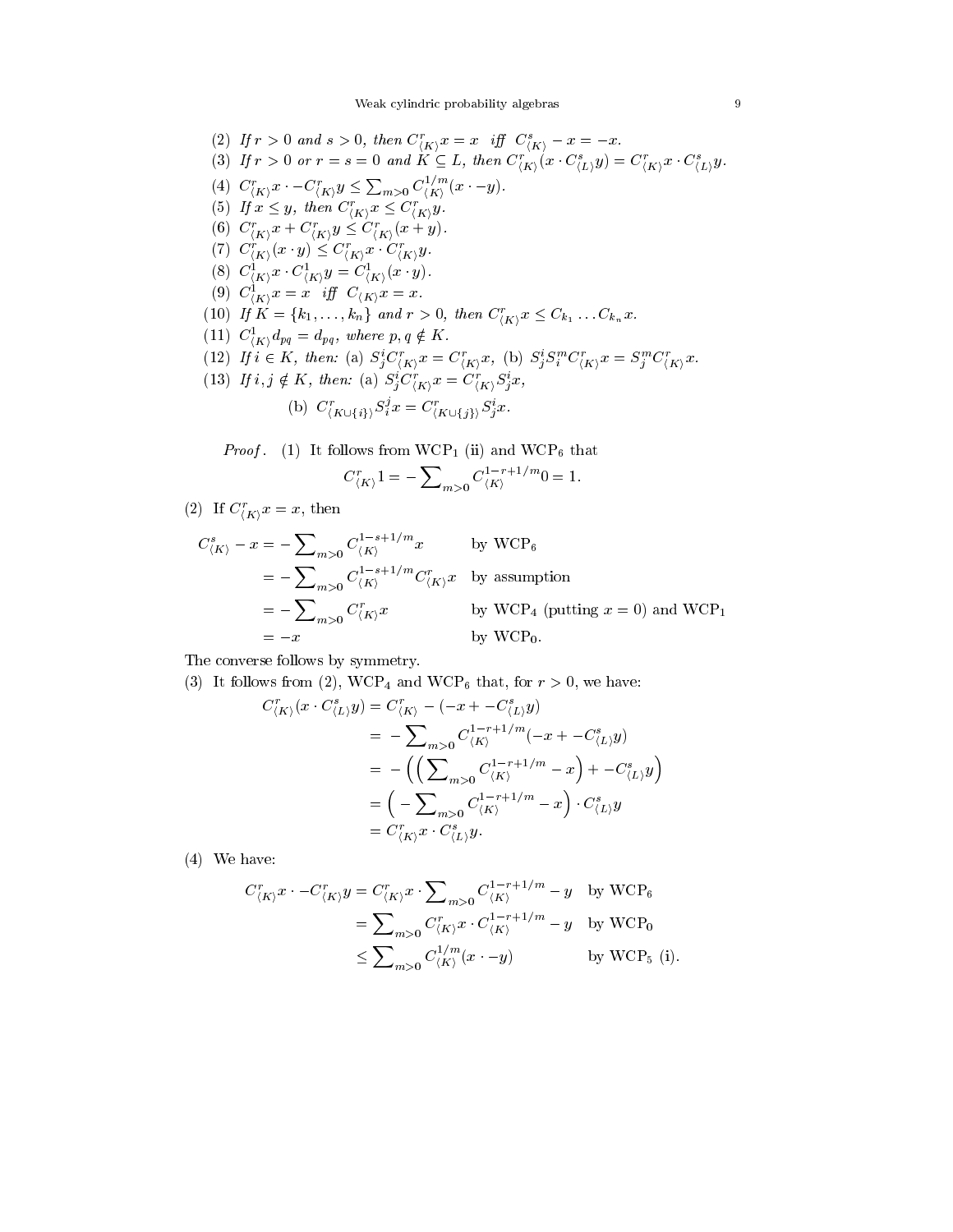(2) *If* $r > 0$ *and* $s > 0$, *then* $C^r_{\langle K\rangle} x = x$ *iff* $C^s_{\langle K\rangle} - x = -x$.

(3) *If* $r > 0$ *or* $r = s = 0$ *and* $K \subseteq L$, *then* $C^r_{\langle K\rangle}(x \cdot C^s_{\langle L\rangle} y) = C^r_{\langle K\rangle} x \cdot C^s_{\langle L\rangle} y$.

(4) $C^r_{\langle K\rangle} x \cdot -C^r_{\langle K\rangle} y \leq \sum_{m>0} C^{1/m}_{\langle K\rangle}(x \cdot -y)$.

(5) *If* $x \leq y$, *then* $C^r_{\langle K\rangle} x \leq C^r_{\langle K\rangle} y$.

(6) $C^r_{\langle K\rangle} x + C^r_{\langle K\rangle} y \leq C^r_{\langle K\rangle}(x + y)$.

(7) $C^r_{\langle K\rangle}(x \cdot y) \leq C^r_{\langle K\rangle} x \cdot C^r_{\langle K\rangle} y$.

(8) $C^1_{\langle K\rangle} x \cdot C^1_{\langle K\rangle} y = C^1_{\langle K\rangle}(x \cdot y)$.

(9) $C^1_{\langle K\rangle} x = x$ *iff* $C_{\langle K\rangle} x = x$.

(10) *If* $K = \{k_1, \ldots, k_n\}$ *and* $r > 0$, *then* $C^r_{\langle K\rangle} x \leq C_{k_1} \ldots C_{k_n} x$.

(11) $C^1_{\langle K\rangle} d_{pq} = d_{pq}$, *where* $p, q \notin K$.

(12) *If* $i \in K$, *then:* (a) $S^i_j C^r_{\langle K\rangle} x = C^r_{\langle K\rangle} x$, (b) $S^i_j S^m_i C^r_{\langle K\rangle} x = S^m_j C^r_{\langle K\rangle} x$.

(13) *If* $i, j \notin K$, *then:* (a) $S^i_j C^r_{\langle K\rangle} x = C^r_{\langle K\rangle} S^i_j x$,

(b) $C^r_{\langle K\cup\{i\}\rangle} S^j_i x = C^r_{\langle K\cup\{j\}\rangle} S^i_j x$.

*Proof*. (1) It follows from WCP$_1$ (ii) and WCP$_6$ that

$$C^r_{\langle K\rangle} 1 = -\sum_{m>0} C^{1-r+1/m}_{\langle K\rangle} 0 = 1.$$

(2) If $C^r_{\langle K\rangle} x = x$, then

$$\begin{aligned}
C^s_{\langle K\rangle} - x &= -\sum_{m>0} C^{1-s+1/m}_{\langle K\rangle} x && \text{by WCP}_6\\
&= -\sum_{m>0} C^{1-s+1/m}_{\langle K\rangle} C^r_{\langle K\rangle} x && \text{by assumption}\\
&= -\sum_{m>0} C^r_{\langle K\rangle} x && \text{by WCP}_4 \text{ (putting } x = 0\text{) and WCP}_1\\
&= -x && \text{by WCP}_0.
\end{aligned}$$

The converse follows by symmetry.

(3) It follows from (2), WCP$_4$ and WCP$_6$ that, for $r > 0$, we have:

$$\begin{aligned}
C^r_{\langle K\rangle}(x \cdot C^s_{\langle L\rangle} y) &= C^r_{\langle K\rangle} - (-x + -C^s_{\langle L\rangle} y)\\
&= -\sum_{m>0} C^{1-r+1/m}_{\langle K\rangle}(-x + -C^s_{\langle L\rangle} y)\\
&= -\Big(\Big(\sum_{m>0} C^{1-r+1/m}_{\langle K\rangle} - x\Big) + -C^s_{\langle L\rangle} y\Big)\\
&= \Big(-\sum_{m>0} C^{1-r+1/m}_{\langle K\rangle} - x\Big) \cdot C^s_{\langle L\rangle} y\\
&= C^r_{\langle K\rangle} x \cdot C^s_{\langle L\rangle} y.
\end{aligned}$$

(4) We have:

$$\begin{aligned}
C^r_{\langle K\rangle} x \cdot -C^r_{\langle K\rangle} y &= C^r_{\langle K\rangle} x \cdot \sum_{m>0} C^{1-r+1/m}_{\langle K\rangle} - y && \text{by WCP}_6\\
&= \sum_{m>0} C^r_{\langle K\rangle} x \cdot C^{1-r+1/m}_{\langle K\rangle} - y && \text{by WCP}_0\\
&\leq \sum_{m>0} C^{1/m}_{\langle K\rangle}(x \cdot -y) && \text{by WCP}_5 \text{ (i)}.
\end{aligned}$$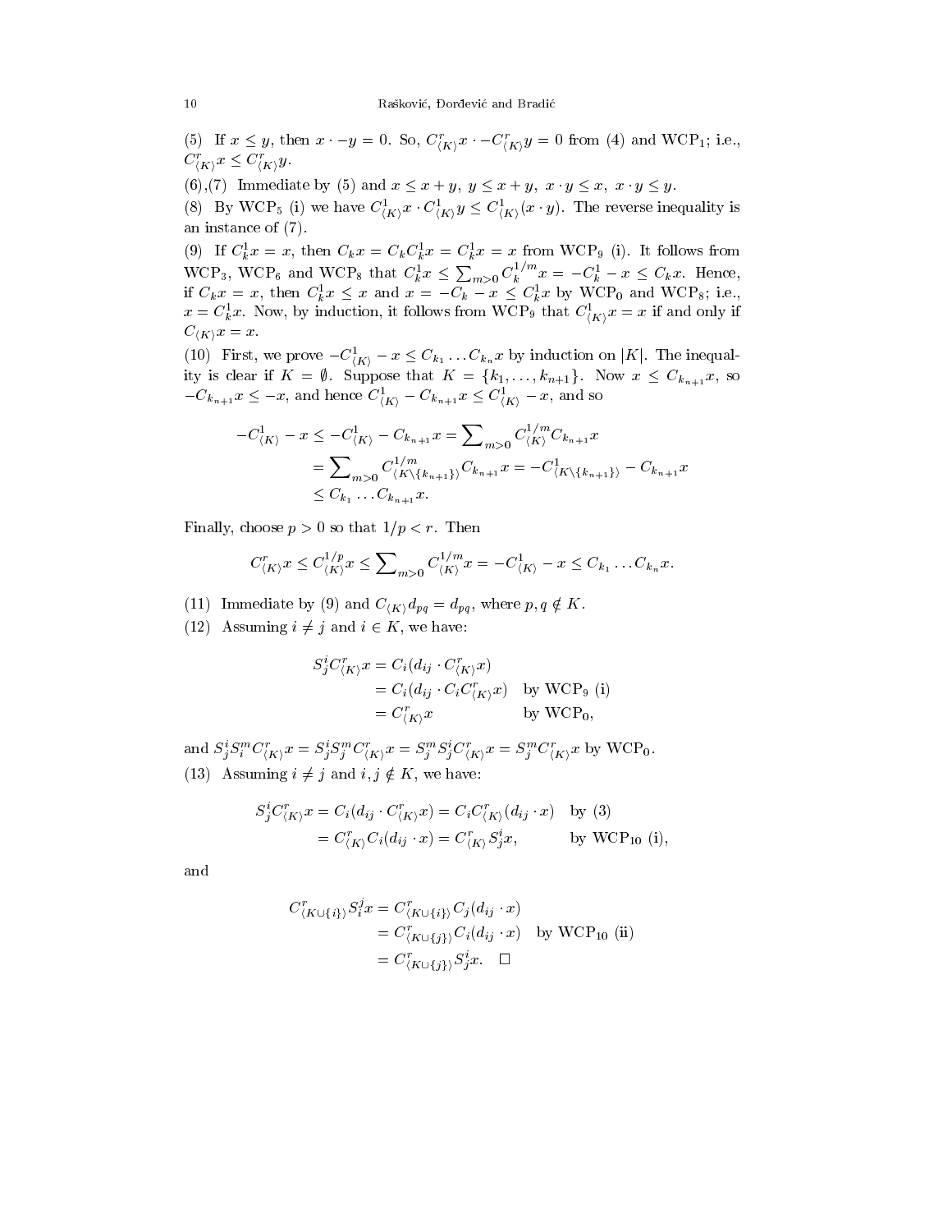(5) If $x \leq y$, then $x \cdot -y = 0$. So, $C^r_{\langle K\rangle}x \cdot -C^r_{\langle K\rangle}y = 0$ from (4) and WCP$_1$; i.e., $C^r_{\langle K\rangle}x \leq C^r_{\langle K\rangle}y$.

(6),(7) Immediate by (5) and $x \leq x+y$, $y \leq x+y$, $x \cdot y \leq x$, $x \cdot y \leq y$.

(8) By WCP$_5$ (i) we have $C^1_{\langle K\rangle}x \cdot C^1_{\langle K\rangle}y \leq C^1_{\langle K\rangle}(x \cdot y)$. The reverse inequality is an instance of (7).

(9) If $C^1_k x = x$, then $C_k x = C_k C^1_k x = C^1_k x = x$ from WCP$_9$ (i). It follows from WCP$_3$, WCP$_6$ and WCP$_8$ that $C^1_k x \leq \sum_{m>0} C^{1/m}_k x = -C^1_k - x \leq C_k x$. Hence, if $C_k x = x$, then $C^1_k x \leq x$ and $x = -C_k - x \leq C^1_k x$ by WCP$_0$ and WCP$_8$; i.e., $x = C^1_k x$. Now, by induction, it follows from WCP$_9$ that $C^1_{\langle K\rangle}x = x$ if and only if $C_{\langle K\rangle}x = x$.

(10) First, we prove $-C^1_{\langle K\rangle} - x \leq C_{k_1} \ldots C_{k_n}x$ by induction on $|K|$. The inequality is clear if $K = \emptyset$. Suppose that $K = \{k_1, \ldots, k_{n+1}\}$. Now $x \leq C_{k_{n+1}}x$, so $-C_{k_{n+1}}x \leq -x$, and hence $C^1_{\langle K\rangle} - C_{k_{n+1}}x \leq C^1_{\langle K\rangle} - x$, and so

$$\begin{aligned}
-C^1_{\langle K\rangle} - x \leq -C^1_{\langle K\rangle} - C_{k_{n+1}}x &= \sum\nolimits_{m>0} C^{1/m}_{\langle K\rangle} C_{k_{n+1}}x \\
&= \sum\nolimits_{m>0} C^{1/m}_{\langle K\setminus\{k_{n+1}\}\rangle} C_{k_{n+1}}x = -C^1_{\langle K\setminus\{k_{n+1}\}\rangle} - C_{k_{n+1}}x \\
&\leq C_{k_1} \ldots C_{k_{n+1}}x.
\end{aligned}$$

Finally, choose $p > 0$ so that $1/p < r$. Then

$$C^r_{\langle K\rangle}x \leq C^{1/p}_{\langle K\rangle}x \leq \sum\nolimits_{m>0} C^{1/m}_{\langle K\rangle}x = -C^1_{\langle K\rangle} - x \leq C_{k_1} \ldots C_{k_n}x.$$

(11) Immediate by (9) and $C_{\langle K\rangle}d_{pq} = d_{pq}$, where $p, q \notin K$.

(12) Assuming $i \neq j$ and $i \in K$, we have:

$$\begin{aligned}
S^i_j C^r_{\langle K\rangle}x &= C_i(d_{ij} \cdot C^r_{\langle K\rangle}x) \\
&= C_i(d_{ij} \cdot C_i C^r_{\langle K\rangle}x) \quad \text{by WCP}_9\text{ (i)} \\
&= C^r_{\langle K\rangle}x \quad \text{by WCP}_0,
\end{aligned}$$

and $S^i_j S^m_i C^r_{\langle K\rangle}x = S^i_j S^m_j C^r_{\langle K\rangle}x = S^m_j S^i_j C^r_{\langle K\rangle}x = S^m_j C^r_{\langle K\rangle}x$ by WCP$_0$.

(13) Assuming $i \neq j$ and $i, j \notin K$, we have:

$$\begin{aligned}
S^i_j C^r_{\langle K\rangle}x = C_i(d_{ij} \cdot C^r_{\langle K\rangle}x) &= C_i C^r_{\langle K\rangle}(d_{ij} \cdot x) \quad \text{by (3)} \\
&= C^r_{\langle K\rangle} C_i(d_{ij} \cdot x) = C^r_{\langle K\rangle} S^i_j x, \quad \text{by WCP}_{10}\text{ (i)},
\end{aligned}$$

and

$$\begin{aligned}
C^r_{\langle K\cup\{i\}\rangle} S^j_i x &= C^r_{\langle K\cup\{i\}\rangle} C_j(d_{ij} \cdot x) \\
&= C^r_{\langle K\cup\{j\}\rangle} C_i(d_{ij} \cdot x) \quad \text{by WCP}_{10}\text{ (ii)} \\
&= C^r_{\langle K\cup\{j\}\rangle} S^i_j x. \quad \square
\end{aligned}$$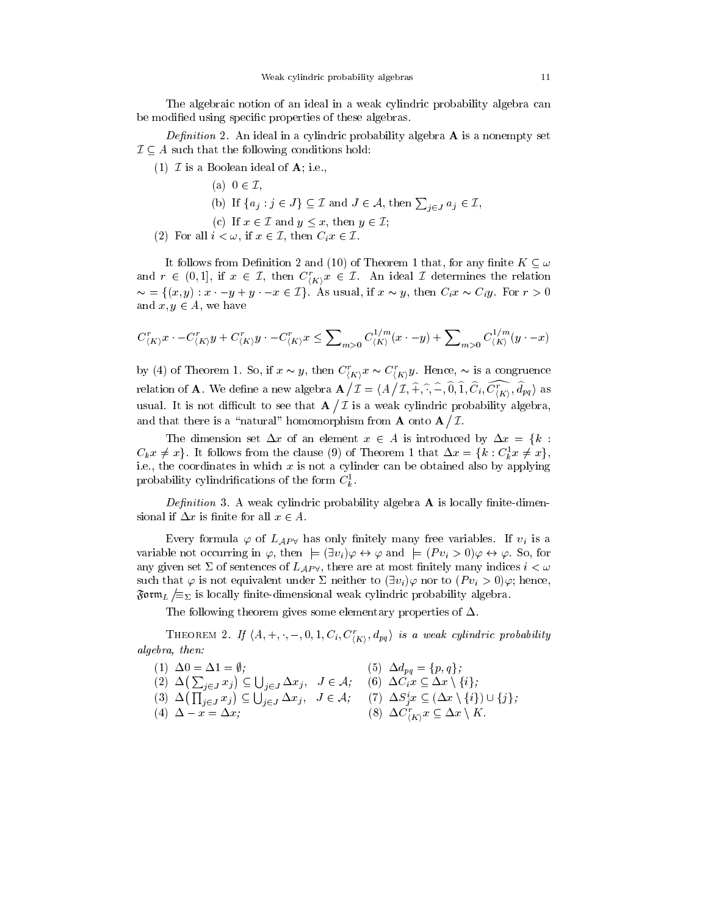The algebraic notion of an ideal in a weak cylindric probability algebra can be modified using specific properties of these algebras.

*Definition* 2. An ideal in a cylindric probability algebra $\mathbf{A}$ is a nonempty set $\mathcal{I} \subseteq A$ such that the following conditions hold:

(1) $\mathcal{I}$ is a Boolean ideal of $\mathbf{A}$; i.e.,

  (a) $0 \in \mathcal{I}$,

  (b) If $\{a_j : j \in J\} \subseteq \mathcal{I}$ and $J \in \mathcal{A}$, then $\sum_{j \in J} a_j \in \mathcal{I}$,

  (c) If $x \in \mathcal{I}$ and $y \leq x$, then $y \in \mathcal{I}$;

(2) For all $i < \omega$, if $x \in \mathcal{I}$, then $C_i x \in \mathcal{I}$.

It follows from Definition 2 and (10) of Theorem 1 that, for any finite $K \subseteq \omega$ and $r \in (0,1]$, if $x \in \mathcal{I}$, then $C^r_{\langle K \rangle} x \in \mathcal{I}$. An ideal $\mathcal{I}$ determines the relation $\sim = \{(x,y) : x \cdot -y + y \cdot -x \in \mathcal{I}\}$. As usual, if $x \sim y$, then $C_i x \sim C_i y$. For $r > 0$ and $x, y \in A$, we have

$$C^r_{\langle K \rangle} x \cdot -C^r_{\langle K \rangle} y + C^r_{\langle K \rangle} y \cdot -C^r_{\langle K \rangle} x \leq \sum_{m>0} C^{1/m}_{\langle K \rangle}(x \cdot -y) + \sum_{m>0} C^{1/m}_{\langle K \rangle}(y \cdot -x)$$

by (4) of Theorem 1. So, if $x \sim y$, then $C^r_{\langle K \rangle} x \sim C^r_{\langle K \rangle} y$. Hence, $\sim$ is a congruence relation of $\mathbf{A}$. We define a new algebra $\mathbf{A} \big/ \mathcal{I} = \langle A \big/ \mathcal{I}, \widehat{+}, \widehat{\cdot}, \widehat{-}, \widehat{0}, \widehat{1}, \widehat{C}_i, \widehat{C^r_{\langle K \rangle}}, \widehat{d}_{pq} \rangle$ as usual. It is not difficult to see that $\mathbf{A} \big/ \mathcal{I}$ is a weak cylindric probability algebra, and that there is a "natural" homomorphism from $\mathbf{A}$ onto $\mathbf{A} \big/ \mathcal{I}$.

The dimension set $\Delta x$ of an element $x \in A$ is introduced by $\Delta x = \{k : C_k x \neq x\}$. It follows from the clause (9) of Theorem 1 that $\Delta x = \{k : C^1_k x \neq x\}$, i.e., the coordinates in which $x$ is not a cylinder can be obtained also by applying probability cylindrifications of the form $C^1_k$.

*Definition* 3. A weak cylindric probability algebra $\mathbf{A}$ is locally finite-dimensional if $\Delta x$ is finite for all $x \in A$.

Every formula $\varphi$ of $L_{\mathcal{A}P\forall}$ has only finitely many free variables. If $v_i$ is a variable not occurring in $\varphi$, then $\models (\exists v_i)\varphi \leftrightarrow \varphi$ and $\models (Pv_i > 0)\varphi \leftrightarrow \varphi$. So, for any given set $\Sigma$ of sentences of $L_{\mathcal{A}P\forall}$, there are at most finitely many indices $i < \omega$ such that $\varphi$ is not equivalent under $\Sigma$ neither to $(\exists v_i)\varphi$ nor to $(Pv_i > 0)\varphi$; hence, $\mathfrak{Form}_L \big/ \!\equiv_\Sigma$ is locally finite-dimensional weak cylindric probability algebra.

The following theorem gives some elementary properties of $\Delta$.

THEOREM 2. *If $\langle A, +, \cdot, -, 0, 1, C_i, C^r_{\langle K \rangle}, d_{pq} \rangle$ is a weak cylindric probability algebra, then:*

(1) $\Delta 0 = \Delta 1 = \emptyset$;

(2) $\Delta\big(\sum_{j \in J} x_j\big) \subseteq \bigcup_{j \in J} \Delta x_j$, $\quad J \in \mathcal{A}$;

(3) $\Delta\big(\prod_{j \in J} x_j\big) \subseteq \bigcup_{j \in J} \Delta x_j$, $\quad J \in \mathcal{A}$;

(4) $\Delta - x = \Delta x$;

(5) $\Delta d_{pq} = \{p, q\}$;

(6) $\Delta C_i x \subseteq \Delta x \setminus \{i\}$;

(7) $\Delta S^i_j x \subseteq (\Delta x \setminus \{i\}) \cup \{j\}$;

(8) $\Delta C^r_{\langle K \rangle} x \subseteq \Delta x \setminus K$.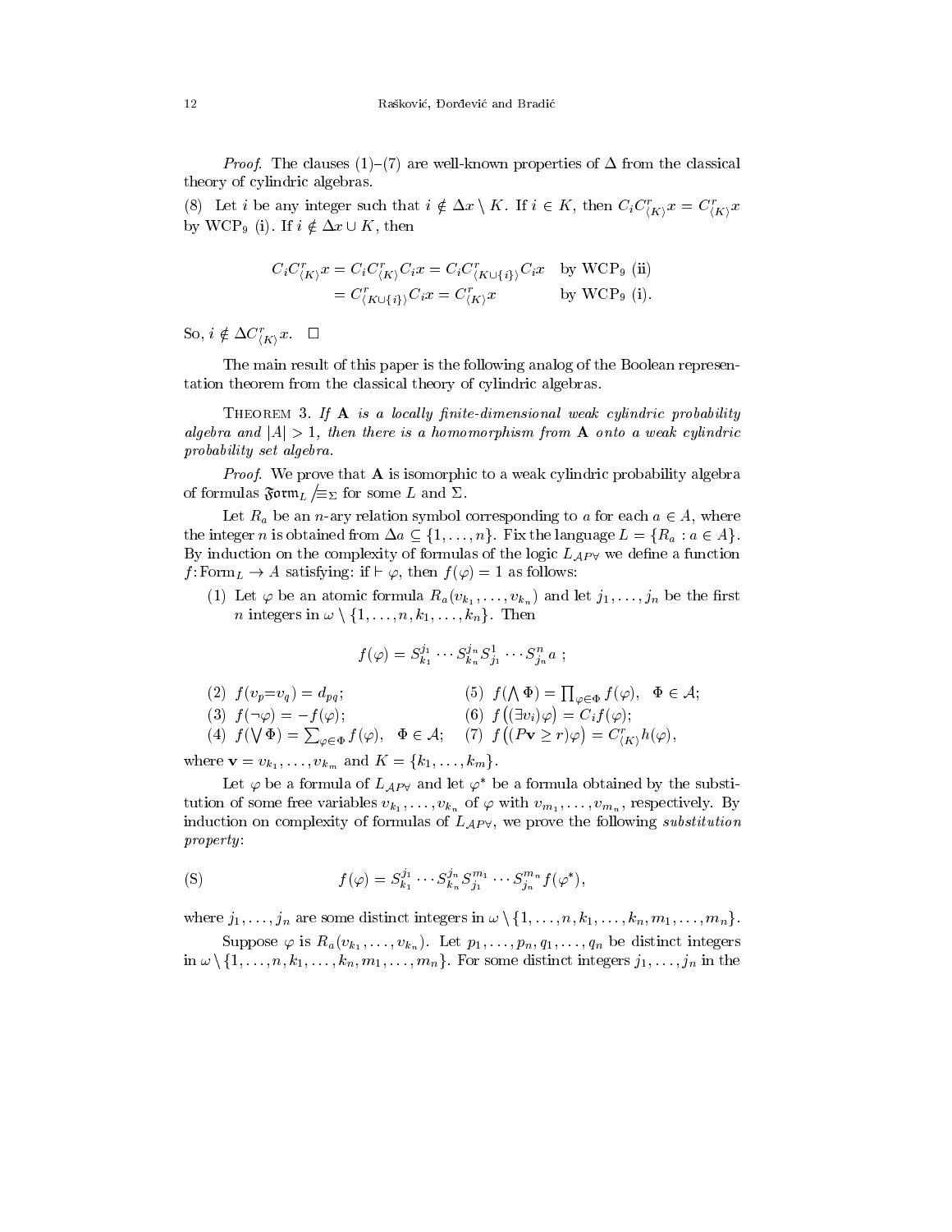*Proof*. The clauses (1)–(7) are well-known properties of $\Delta$ from the classical theory of cylindric algebras.

(8) Let $i$ be any integer such that $i \notin \Delta x \setminus K$. If $i \in K$, then $C_i C^r_{\langle K\rangle} x = C^r_{\langle K\rangle} x$ by WCP$_9$ (i). If $i \notin \Delta x \cup K$, then

$$\begin{aligned} C_i C^r_{\langle K\rangle} x = C_i C^r_{\langle K\rangle} C_i x &= C_i C^r_{\langle K\cup\{i\}\rangle} C_i x \quad \text{by WCP}_9 \text{ (ii)} \\ &= C^r_{\langle K\cup\{i\}\rangle} C_i x = C^r_{\langle K\rangle} x \quad \text{by WCP}_9 \text{ (i)}. \end{aligned}$$

So, $i \notin \Delta C^r_{\langle K\rangle} x$. $\square$

The main result of this paper is the following analog of the Boolean representation theorem from the classical theory of cylindric algebras.

THEOREM 3. *If* $\mathbf{A}$ *is a locally finite-dimensional weak cylindric probability algebra and* $|A| > 1$*, then there is a homomorphism from* $\mathbf{A}$ *onto a weak cylindric probability set algebra.*

*Proof*. We prove that $\mathbf{A}$ is isomorphic to a weak cylindric probability algebra of formulas $\mathfrak{Form}_L/\!\equiv_\Sigma$ for some $L$ and $\Sigma$.

Let $R_a$ be an $n$-ary relation symbol corresponding to $a$ for each $a \in A$, where the integer $n$ is obtained from $\Delta a \subseteq \{1,\dots,n\}$. Fix the language $L = \{R_a : a \in A\}$. By induction on the complexity of formulas of the logic $L_{\mathcal{A}P\forall}$ we define a function $f\colon \mathrm{Form}_L \to A$ satisfying: if $\vdash \varphi$, then $f(\varphi) = 1$ as follows:

(1) Let $\varphi$ be an atomic formula $R_a(v_{k_1},\dots,v_{k_n})$ and let $j_1,\dots,j_n$ be the first $n$ integers in $\omega \setminus \{1,\dots,n,k_1,\dots,k_n\}$. Then

$$f(\varphi) = S^{j_1}_{k_1}\cdots S^{j_n}_{k_n} S^1_{j_1}\cdots S^n_{j_n} a \ ;$$

(2) $f(v_p{=}v_q) = d_{pq}$;

(3) $f(\neg\varphi) = -f(\varphi)$;

(4) $f(\bigvee \Phi) = \sum_{\varphi\in\Phi} f(\varphi), \quad \Phi \in \mathcal{A}$;

(5) $f(\bigwedge \Phi) = \prod_{\varphi\in\Phi} f(\varphi), \quad \Phi \in \mathcal{A}$;

(6) $f\big((\exists v_i)\varphi\big) = C_i f(\varphi)$;

(7) $f\big((P\mathbf{v} \geq r)\varphi\big) = C^r_{\langle K\rangle} h(\varphi)$,

where $\mathbf{v} = v_{k_1},\dots,v_{k_m}$ and $K = \{k_1,\dots,k_m\}$.

Let $\varphi$ be a formula of $L_{\mathcal{A}P\forall}$ and let $\varphi^*$ be a formula obtained by the substitution of some free variables $v_{k_1},\dots,v_{k_n}$ of $\varphi$ with $v_{m_1},\dots,v_{m_n}$, respectively. By induction on complexity of formulas of $L_{\mathcal{A}P\forall}$, we prove the following *substitution property*:

$$\text{(S)} \qquad f(\varphi) = S^{j_1}_{k_1}\cdots S^{j_n}_{k_n} S^{m_1}_{j_1}\cdots S^{m_n}_{j_n} f(\varphi^*),$$

where $j_1,\dots,j_n$ are some distinct integers in $\omega \setminus \{1,\dots,n,k_1,\dots,k_n,m_1,\dots,m_n\}$.

Suppose $\varphi$ is $R_a(v_{k_1},\dots,v_{k_n})$. Let $p_1,\dots,p_n,q_1,\dots,q_n$ be distinct integers in $\omega \setminus \{1,\dots,n,k_1,\dots,k_n,m_1,\dots,m_n\}$. For some distinct integers $j_1,\dots,j_n$ in the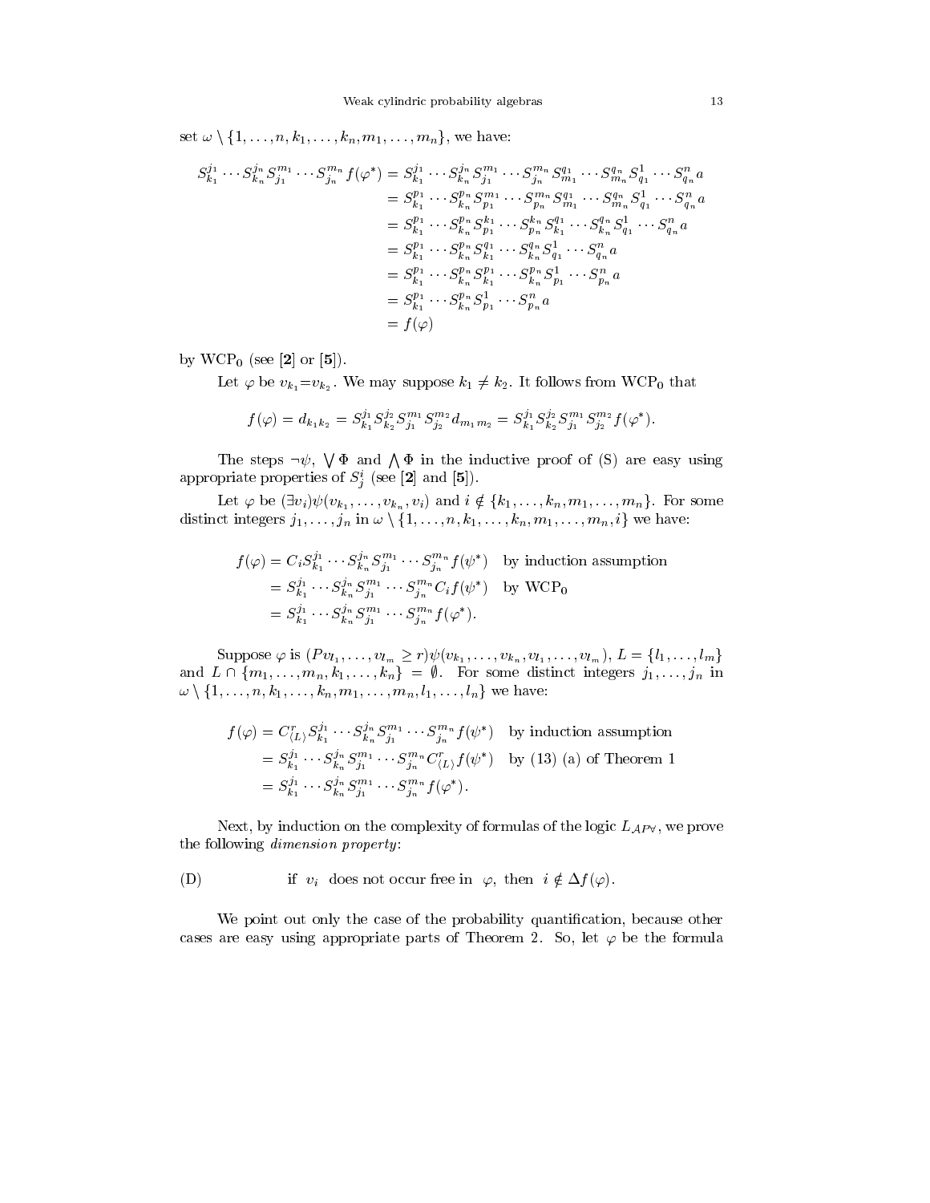set $\omega \setminus \{1,\ldots,n,k_1,\ldots,k_n,m_1,\ldots,m_n\}$, we have:

$$
\begin{aligned}
S^{j_1}_{k_1}\cdots S^{j_n}_{k_n}S^{m_1}_{j_1}\cdots S^{m_n}_{j_n}f(\varphi^*) &= S^{j_1}_{k_1}\cdots S^{j_n}_{k_n}S^{m_1}_{j_1}\cdots S^{m_n}_{j_n}S^{q_1}_{m_1}\cdots S^{q_n}_{m_n}S^{1}_{q_1}\cdots S^{n}_{q_n}a\\
&= S^{p_1}_{k_1}\cdots S^{p_n}_{k_n}S^{m_1}_{p_1}\cdots S^{m_n}_{p_n}S^{q_1}_{m_1}\cdots S^{q_n}_{m_n}S^{1}_{q_1}\cdots S^{n}_{q_n}a\\
&= S^{p_1}_{k_1}\cdots S^{p_n}_{k_n}S^{k_1}_{p_1}\cdots S^{k_n}_{p_n}S^{q_1}_{k_1}\cdots S^{q_n}_{k_n}S^{1}_{q_1}\cdots S^{n}_{q_n}a\\
&= S^{p_1}_{k_1}\cdots S^{p_n}_{k_n}S^{q_1}_{k_1}\cdots S^{q_n}_{k_n}S^{1}_{q_1}\cdots S^{n}_{q_n}a\\
&= S^{p_1}_{k_1}\cdots S^{p_n}_{k_n}S^{p_1}_{k_1}\cdots S^{p_n}_{k_n}S^{1}_{p_1}\cdots S^{n}_{p_n}a\\
&= S^{p_1}_{k_1}\cdots S^{p_n}_{k_n}S^{1}_{p_1}\cdots S^{n}_{p_n}a\\
&= f(\varphi)
\end{aligned}
$$

by $\mathrm{WCP}_0$ (see [**2**] or [**5**]).

Let $\varphi$ be $v_{k_1}{=}v_{k_2}$. We may suppose $k_1 \neq k_2$. It follows from $\mathrm{WCP}_0$ that

$$
f(\varphi) = d_{k_1k_2} = S^{j_1}_{k_1}S^{j_2}_{k_2}S^{m_1}_{j_1}S^{m_2}_{j_2}d_{m_1m_2} = S^{j_1}_{k_1}S^{j_2}_{k_2}S^{m_1}_{j_1}S^{m_2}_{j_2}f(\varphi^*).
$$

The steps $\neg\psi$, $\bigvee\Phi$ and $\bigwedge\Phi$ in the inductive proof of (S) are easy using appropriate properties of $S^i_j$ (see [**2**] and [**5**]).

Let $\varphi$ be $(\exists v_i)\psi(v_{k_1},\ldots,v_{k_n},v_i)$ and $i \notin \{k_1,\ldots,k_n,m_1,\ldots,m_n\}$. For some distinct integers $j_1,\ldots,j_n$ in $\omega\setminus\{1,\ldots,n,k_1,\ldots,k_n,m_1,\ldots,m_n,i\}$ we have:

$$
\begin{aligned}
f(\varphi) &= C_iS^{j_1}_{k_1}\cdots S^{j_n}_{k_n}S^{m_1}_{j_1}\cdots S^{m_n}_{j_n}f(\psi^*) \quad \text{by induction assumption}\\
&= S^{j_1}_{k_1}\cdots S^{j_n}_{k_n}S^{m_1}_{j_1}\cdots S^{m_n}_{j_n}C_if(\psi^*) \quad \text{by } \mathrm{WCP}_0\\
&= S^{j_1}_{k_1}\cdots S^{j_n}_{k_n}S^{m_1}_{j_1}\cdots S^{m_n}_{j_n}f(\varphi^*).
\end{aligned}
$$

Suppose $\varphi$ is $(Pv_{l_1},\ldots,v_{l_m}\geq r)\psi(v_{k_1},\ldots,v_{k_n},v_{l_1},\ldots,v_{l_m})$, $L=\{l_1,\ldots,l_m\}$ and $L\cap\{m_1,\ldots,m_n,k_1,\ldots,k_n\}=\emptyset$. For some distinct integers $j_1,\ldots,j_n$ in $\omega\setminus\{1,\ldots,n,k_1,\ldots,k_n,m_1,\ldots,m_n,l_1,\ldots,l_n\}$ we have:

$$
\begin{aligned}
f(\varphi) &= C^r_{\langle L\rangle}S^{j_1}_{k_1}\cdots S^{j_n}_{k_n}S^{m_1}_{j_1}\cdots S^{m_n}_{j_n}f(\psi^*) \quad \text{by induction assumption}\\
&= S^{j_1}_{k_1}\cdots S^{j_n}_{k_n}S^{m_1}_{j_1}\cdots S^{m_n}_{j_n}C^r_{\langle L\rangle}f(\psi^*) \quad \text{by (13) (a) of Theorem 1}\\
&= S^{j_1}_{k_1}\cdots S^{j_n}_{k_n}S^{m_1}_{j_1}\cdots S^{m_n}_{j_n}f(\varphi^*).
\end{aligned}
$$

Next, by induction on the complexity of formulas of the logic $L_{\mathcal{A}P\forall}$, we prove the following *dimension property*:

(D) if $v_i$ does not occur free in $\varphi$, then $i\notin\Delta f(\varphi)$.

We point out only the case of the probability quantification, because other cases are easy using appropriate parts of Theorem 2. So, let $\varphi$ be the formula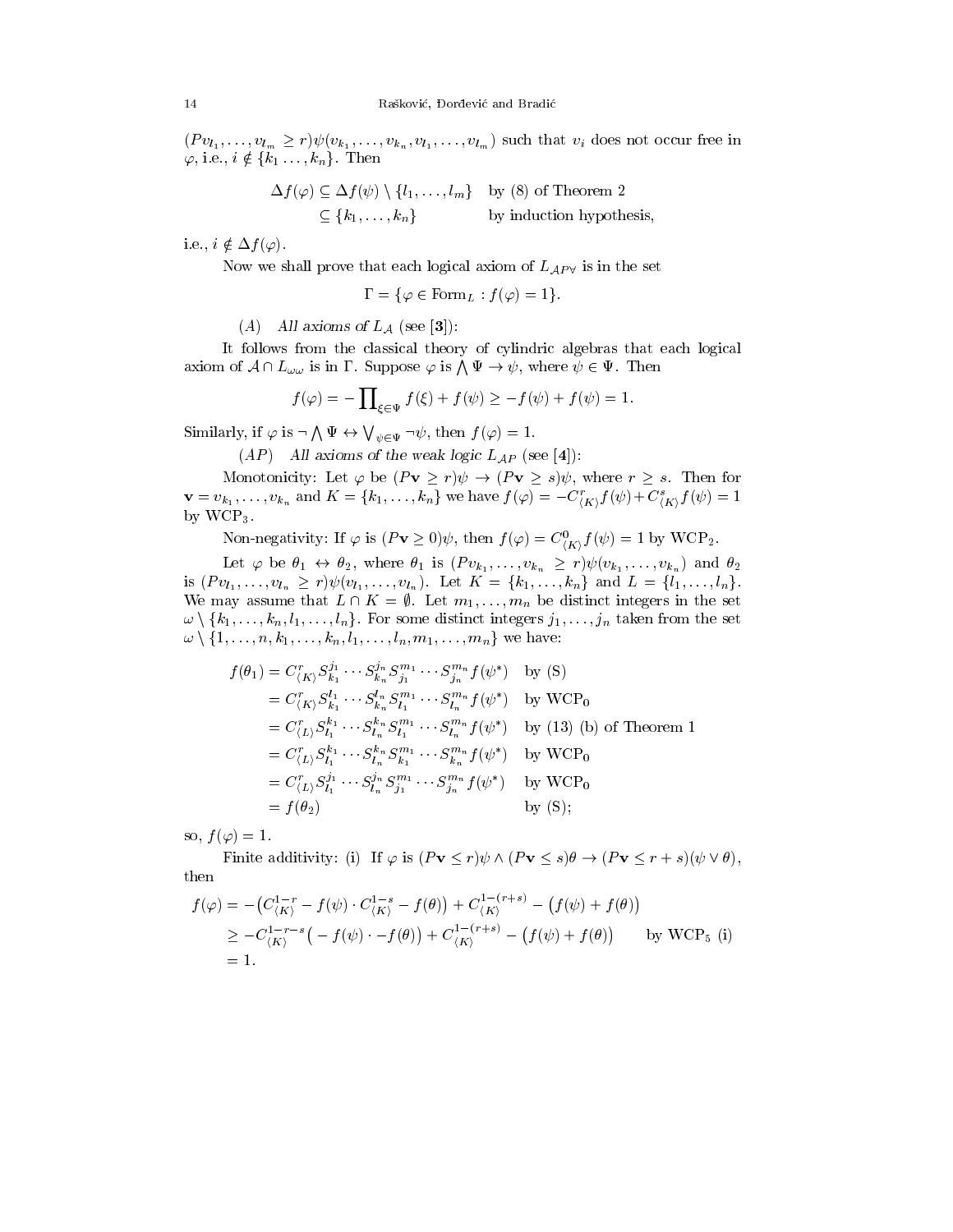$(Pv_{l_1},\ldots,v_{l_m} \geq r)\psi(v_{k_1},\ldots,v_{k_n},v_{l_1},\ldots,v_{l_m})$ such that $v_i$ does not occur free in $\varphi$, i.e., $i \notin \{k_1 \ldots, k_n\}$. Then

$$\begin{aligned}
\Delta f(\varphi) &\subseteq \Delta f(\psi) \setminus \{l_1,\ldots,l_m\} && \text{by (8) of Theorem 2}\\
&\subseteq \{k_1,\ldots,k_n\} && \text{by induction hypothesis,}
\end{aligned}$$

i.e., $i \notin \Delta f(\varphi)$.

Now we shall prove that each logical axiom of $L_{\mathcal{A}P\forall}$ is in the set

$$\Gamma = \{\varphi \in \mathrm{Form}_L : f(\varphi) = 1\}.$$

(*A*) *All axioms of* $L_{\mathcal{A}}$ (see **[3]**):

It follows from the classical theory of cylindric algebras that each logical axiom of $\mathcal{A} \cap L_{\omega\omega}$ is in $\Gamma$. Suppose $\varphi$ is $\bigwedge \Psi \to \psi$, where $\psi \in \Psi$. Then

$$f(\varphi) = -\prod\nolimits_{\xi\in\Psi} f(\xi) + f(\psi) \geq -f(\psi) + f(\psi) = 1.$$

Similarly, if $\varphi$ is $\neg \bigwedge \Psi \leftrightarrow \bigvee_{\psi\in\Psi} \neg\psi$, then $f(\varphi) = 1$.

(*AP*) *All axioms of the weak logic* $L_{\mathcal{A}P}$ (see **[4]**):

Monotonicity: Let $\varphi$ be $(P\mathbf{v} \geq r)\psi \to (P\mathbf{v} \geq s)\psi$, where $r \geq s$. Then for $\mathbf{v} = v_{k_1},\ldots,v_{k_n}$ and $K = \{k_1,\ldots,k_n\}$ we have $f(\varphi) = -C^r_{\langle K\rangle} f(\psi) + C^s_{\langle K\rangle} f(\psi) = 1$ by $\mathrm{WCP}_3$.

Non-negativity: If $\varphi$ is $(P\mathbf{v} \geq 0)\psi$, then $f(\varphi) = C^0_{\langle K\rangle} f(\psi) = 1$ by $\mathrm{WCP}_2$.

Let $\varphi$ be $\theta_1 \leftrightarrow \theta_2$, where $\theta_1$ is $(Pv_{k_1},\ldots,v_{k_n} \geq r)\psi(v_{k_1},\ldots,v_{k_n})$ and $\theta_2$ is $(Pv_{l_1},\ldots,v_{l_n} \geq r)\psi(v_{l_1},\ldots,v_{l_n})$. Let $K = \{k_1,\ldots,k_n\}$ and $L = \{l_1,\ldots,l_n\}$. We may assume that $L \cap K = \emptyset$. Let $m_1,\ldots,m_n$ be distinct integers in the set $\omega \setminus \{k_1,\ldots,k_n,l_1,\ldots,l_n\}$. For some distinct integers $j_1,\ldots,j_n$ taken from the set $\omega \setminus \{1,\ldots,n,k_1,\ldots,k_n,l_1,\ldots,l_n,m_1,\ldots,m_n\}$ we have:

$$\begin{aligned}
f(\theta_1) &= C^r_{\langle K\rangle} S^{j_1}_{k_1}\cdots S^{j_n}_{k_n} S^{m_1}_{j_1}\cdots S^{m_n}_{j_n} f(\psi^*) && \text{by (S)}\\
&= C^r_{\langle K\rangle} S^{l_1}_{k_1}\cdots S^{l_n}_{k_n} S^{m_1}_{l_1}\cdots S^{m_n}_{l_n} f(\psi^*) && \text{by } \mathrm{WCP}_0\\
&= C^r_{\langle L\rangle} S^{k_1}_{l_1}\cdots S^{k_n}_{l_n} S^{m_1}_{l_1}\cdots S^{m_n}_{l_n} f(\psi^*) && \text{by (13) (b) of Theorem 1}\\
&= C^r_{\langle L\rangle} S^{k_1}_{l_1}\cdots S^{k_n}_{l_n} S^{m_1}_{k_1}\cdots S^{m_n}_{k_n} f(\psi^*) && \text{by } \mathrm{WCP}_0\\
&= C^r_{\langle L\rangle} S^{j_1}_{l_1}\cdots S^{j_n}_{l_n} S^{m_1}_{j_1}\cdots S^{m_n}_{j_n} f(\psi^*) && \text{by } \mathrm{WCP}_0\\
&= f(\theta_2) && \text{by (S);}
\end{aligned}$$

so, $f(\varphi) = 1$.

Finite additivity: (i) If $\varphi$ is $(P\mathbf{v} \leq r)\psi \wedge (P\mathbf{v} \leq s)\theta \to (P\mathbf{v} \leq r+s)(\psi \vee \theta)$, then

$$\begin{aligned}
f(\varphi) &= -\big(C^{1-r}_{\langle K\rangle} - f(\psi) \cdot C^{1-s}_{\langle K\rangle} - f(\theta)\big) + C^{1-(r+s)}_{\langle K\rangle} - \big(f(\psi) + f(\theta)\big)\\
&\geq -C^{1-r-s}_{\langle K\rangle}\big(-f(\psi) \cdot -f(\theta)\big) + C^{1-(r+s)}_{\langle K\rangle} - \big(f(\psi) + f(\theta)\big) \qquad \text{by } \mathrm{WCP}_5 \text{ (i)}\\
&= 1.
\end{aligned}$$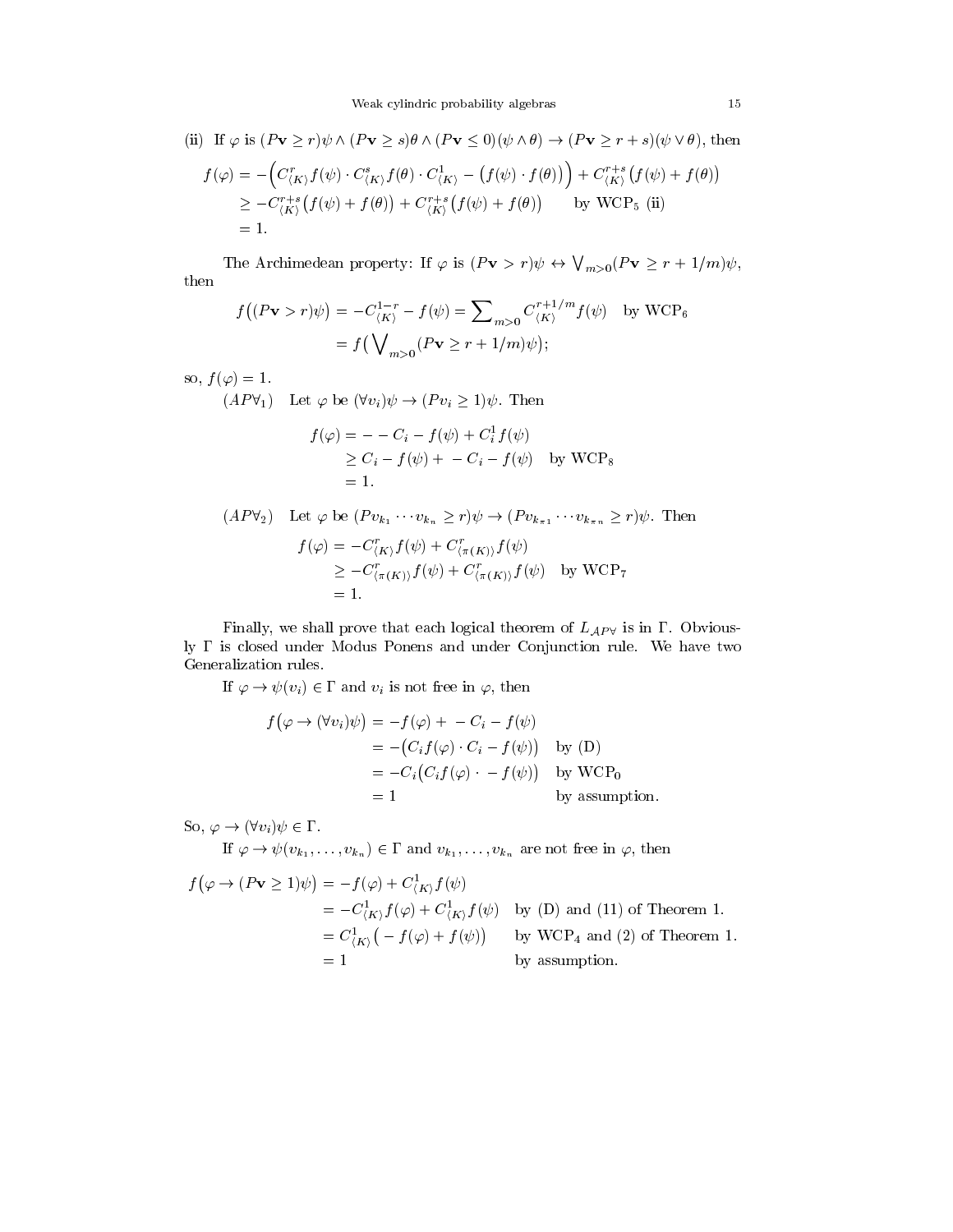(ii) If $\varphi$ is $(P\mathbf{v} \geq r)\psi \wedge (P\mathbf{v} \geq s)\theta \wedge (P\mathbf{v} \leq 0)(\psi \wedge \theta) \rightarrow (P\mathbf{v} \geq r+s)(\psi \vee \theta)$, then

$$
\begin{aligned}
f(\varphi) &= -\Big(C^r_{\langle K\rangle} f(\psi) \cdot C^s_{\langle K\rangle} f(\theta) \cdot C^1_{\langle K\rangle} -\big(f(\psi)\cdot f(\theta)\big)\Big) + C^{r+s}_{\langle K\rangle}\big(f(\psi)+f(\theta)\big) \\
&\geq -C^{r+s}_{\langle K\rangle}\big(f(\psi)+f(\theta)\big) + C^{r+s}_{\langle K\rangle}\big(f(\psi)+f(\theta)\big) \qquad \text{by WCP}_5 \text{ (ii)} \\
&= 1.
\end{aligned}
$$

The Archimedean property: If $\varphi$ is $(P\mathbf{v} > r)\psi \leftrightarrow \bigvee_{m>0}(P\mathbf{v} \geq r+1/m)\psi$, then

$$
\begin{aligned}
f\big((P\mathbf{v} > r)\psi\big) &= -C^{1-r}_{\langle K\rangle} - f(\psi) = \sum\nolimits_{m>0} C^{r+1/m}_{\langle K\rangle} f(\psi) \quad \text{by WCP}_6 \\
&= f\big(\bigvee\nolimits_{m>0}(P\mathbf{v} \geq r+1/m)\psi\big);
\end{aligned}
$$

so, $f(\varphi) = 1$.

$(AP\forall_1)$ Let $\varphi$ be $(\forall v_i)\psi \rightarrow (Pv_i \geq 1)\psi$. Then

$$
\begin{aligned}
f(\varphi) &= - - C_i - f(\psi) + C^1_i f(\psi) \\
&\geq C_i - f(\psi) + - C_i - f(\psi) \quad \text{by WCP}_8 \\
&= 1.
\end{aligned}
$$

$(AP\forall_2)$ Let $\varphi$ be $(Pv_{k_1}\cdots v_{k_n} \geq r)\psi \rightarrow (Pv_{k_{\pi 1}}\cdots v_{k_{\pi n}} \geq r)\psi$. Then

$$
\begin{aligned}
f(\varphi) &= -C^r_{\langle K\rangle} f(\psi) + C^r_{\langle \pi(K)\rangle} f(\psi) \\
&\geq -C^r_{\langle \pi(K)\rangle} f(\psi) + C^r_{\langle \pi(K)\rangle} f(\psi) \quad \text{by WCP}_7 \\
&= 1.
\end{aligned}
$$

Finally, we shall prove that each logical theorem of $L_{\mathcal{A}P\forall}$ is in $\Gamma$. Obviously $\Gamma$ is closed under Modus Ponens and under Conjunction rule. We have two Generalization rules.

If $\varphi \rightarrow \psi(v_i) \in \Gamma$ and $v_i$ is not free in $\varphi$, then

$$
\begin{aligned}
f\big(\varphi \rightarrow (\forall v_i)\psi\big) &= -f(\varphi) + - C_i - f(\psi) \\
&= -\big(C_i f(\varphi) \cdot C_i - f(\psi)\big) \quad \text{by (D)} \\
&= -C_i\big(C_i f(\varphi) \cdot - f(\psi)\big) \quad \text{by WCP}_0 \\
&= 1 \qquad \text{by assumption.}
\end{aligned}
$$

So, $\varphi \rightarrow (\forall v_i)\psi \in \Gamma$.

If $\varphi \rightarrow \psi(v_{k_1},\ldots,v_{k_n}) \in \Gamma$ and $v_{k_1},\ldots,v_{k_n}$ are not free in $\varphi$, then

$$
\begin{aligned}
f\big(\varphi \rightarrow (P\mathbf{v} \geq 1)\psi\big) &= -f(\varphi) + C^1_{\langle K\rangle} f(\psi) \\
&= -C^1_{\langle K\rangle} f(\varphi) + C^1_{\langle K\rangle} f(\psi) \quad \text{by (D) and (11) of Theorem 1.} \\
&= C^1_{\langle K\rangle}\big(-f(\varphi) + f(\psi)\big) \quad \text{by WCP}_4 \text{ and (2) of Theorem 1.} \\
&= 1 \qquad \text{by assumption.}
\end{aligned}
$$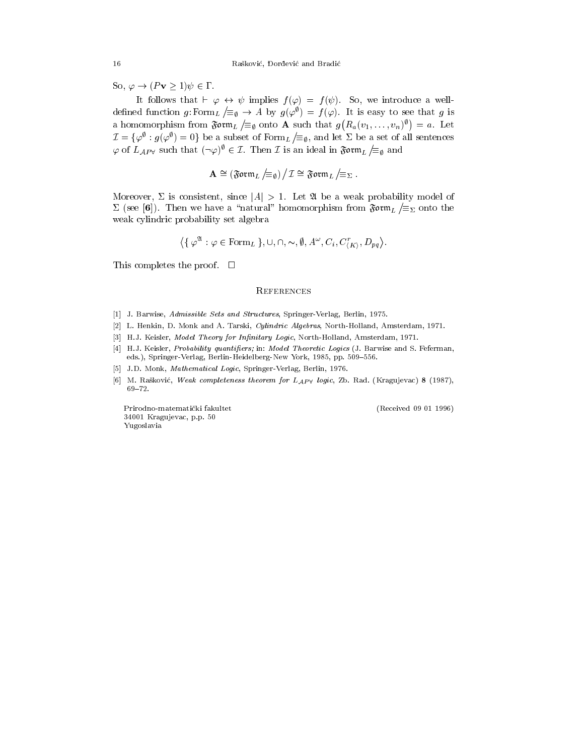So, $\varphi \to (P\mathbf{v} \geq 1)\psi \in \Gamma$.

It follows that $\vdash \varphi \leftrightarrow \psi$ implies $f(\varphi) = f(\psi)$. So, we introduce a well-defined function $g\colon \mathrm{Form}_L \big/{\equiv_\emptyset} \to A$ by $g(\varphi^\emptyset) = f(\varphi)$. It is easy to see that $g$ is a homomorphism from $\mathfrak{Form}_L \big/{\equiv_\emptyset}$ onto $\mathbf{A}$ such that $g\big(R_a(v_1, \ldots, v_n)^\emptyset\big) = a$. Let $\mathcal{I} = \{\varphi^\emptyset : g(\varphi^\emptyset) = 0\}$ be a subset of $\mathrm{Form}_L \big/{\equiv_\emptyset}$, and let $\Sigma$ be a set of all sentences $\varphi$ of $L_{\mathcal{A}P\forall}$ such that $(\neg\varphi)^\emptyset \in \mathcal{I}$. Then $\mathcal{I}$ is an ideal in $\mathfrak{Form}_L \big/{\equiv_\emptyset}$ and

$$\mathbf{A} \cong \big(\mathfrak{Form}_L \big/{\equiv_\emptyset}\big) \big/ \mathcal{I} \cong \mathfrak{Form}_L \big/{\equiv_\Sigma} .$$

Moreover, $\Sigma$ is consistent, since $|A| > 1$. Let $\mathfrak{A}$ be a weak probability model of $\Sigma$ (see [**6**]). Then we have a "natural" homomorphism from $\mathfrak{Form}_L \big/{\equiv_\Sigma}$ onto the weak cylindric probability set algebra

$$\big\langle \{\, \varphi^{\mathfrak{A}} : \varphi \in \mathrm{Form}_L \,\}, \cup, \cap, \sim, \emptyset, A^\omega, C_i, C^r_{\langle K \rangle}, D_{pq} \big\rangle.$$

This completes the proof. $\square$

## References

[1] J. Barwise, *Admissible Sets and Structures*, Springer-Verlag, Berlin, 1975.

[2] L. Henkin, D. Monk and A. Tarski, *Cylindric Algebras*, North-Holland, Amsterdam, 1971.

[3] H.J. Keisler, *Model Theory for Infinitary Logic*, North-Holland, Amsterdam, 1971.

[4] H.J. Keisler, *Probability quantifiers;* in: *Model Theoretic Logics* (J. Barwise and S. Feferman, eds.), Springer-Verlag, Berlin-Heidelberg-New York, 1985, pp. 509–556.

[5] J.D. Monk, *Mathematical Logic*, Springer-Verlag, Berlin, 1976.

[6] M. Rašković, *Weak completeness theorem for $L_{\mathcal{A}P\forall}$ logic*, Zb. Rad. (Kragujevac) **8** (1987), 69–72.

Prirodno-matematički fakultet
34001 Kragujevac, p.p. 50
Yugoslavia

(Received 09 01 1996)